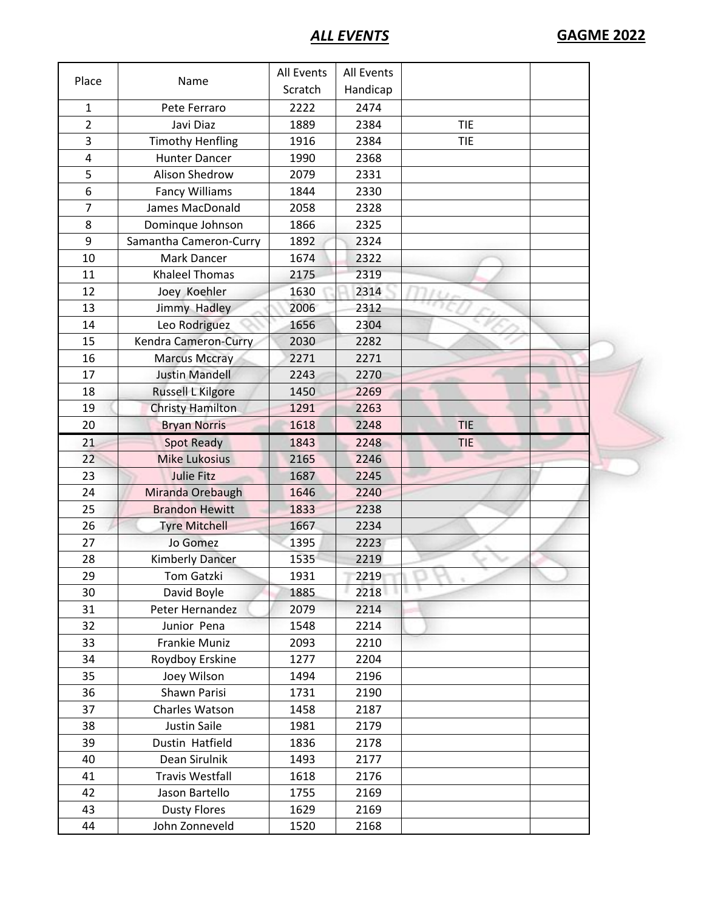# *ALL EVENTS*

**GAGME 2022**

| Place | Name | All Events Scratch | All Events Handicap | | |
|---|---|---|---|---|---|
| 1 | Pete Ferraro | 2222 | 2474 | | |
| 2 | Javi Diaz | 1889 | 2384 | TIE | |
| 3 | Timothy Henfling | 1916 | 2384 | TIE | |
| 4 | Hunter Dancer | 1990 | 2368 | | |
| 5 | Alison Shedrow | 2079 | 2331 | | |
| 6 | Fancy Williams | 1844 | 2330 | | |
| 7 | James MacDonald | 2058 | 2328 | | |
| 8 | Dominque Johnson | 1866 | 2325 | | |
| 9 | Samantha Cameron-Curry | 1892 | 2324 | | |
| 10 | Mark Dancer | 1674 | 2322 | | |
| 11 | Khaleel Thomas | 2175 | 2319 | | |
| 12 | Joey Koehler | 1630 | 2314 | | |
| 13 | Jimmy Hadley | 2006 | 2312 | | |
| 14 | Leo Rodriguez | 1656 | 2304 | | |
| 15 | Kendra Cameron-Curry | 2030 | 2282 | | |
| 16 | Marcus Mccray | 2271 | 2271 | | |
| 17 | Justin Mandell | 2243 | 2270 | | |
| 18 | Russell L Kilgore | 1450 | 2269 | | |
| 19 | Christy Hamilton | 1291 | 2263 | | |
| 20 | Bryan Norris | 1618 | 2248 | TIE | |
| 21 | Spot Ready | 1843 | 2248 | TIE | |
| 22 | Mike Lukosius | 2165 | 2246 | | |
| 23 | Julie Fitz | 1687 | 2245 | | |
| 24 | Miranda Orebaugh | 1646 | 2240 | | |
| 25 | Brandon Hewitt | 1833 | 2238 | | |
| 26 | Tyre Mitchell | 1667 | 2234 | | |
| 27 | Jo Gomez | 1395 | 2223 | | |
| 28 | Kimberly Dancer | 1535 | 2219 | | |
| 29 | Tom Gatzki | 1931 | 2219 | | |
| 30 | David Boyle | 1885 | 2218 | | |
| 31 | Peter Hernandez | 2079 | 2214 | | |
| 32 | Junior Pena | 1548 | 2214 | | |
| 33 | Frankie Muniz | 2093 | 2210 | | |
| 34 | Roydboy Erskine | 1277 | 2204 | | |
| 35 | Joey Wilson | 1494 | 2196 | | |
| 36 | Shawn Parisi | 1731 | 2190 | | |
| 37 | Charles Watson | 1458 | 2187 | | |
| 38 | Justin Saile | 1981 | 2179 | | |
| 39 | Dustin Hatfield | 1836 | 2178 | | |
| 40 | Dean Sirulnik | 1493 | 2177 | | |
| 41 | Travis Westfall | 1618 | 2176 | | |
| 42 | Jason Bartello | 1755 | 2169 | | |
| 43 | Dusty Flores | 1629 | 2169 | | |
| 44 | John Zonneveld | 1520 | 2168 | | |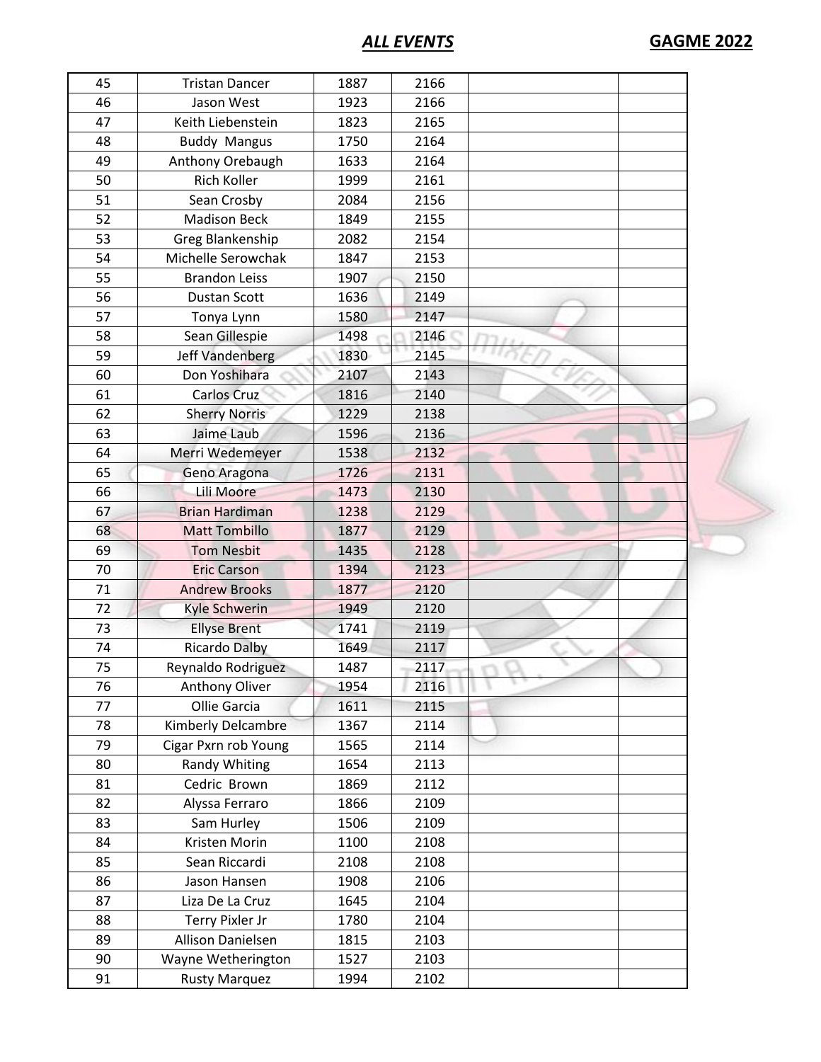# ALL EVENTS

| | | | | | |
|---|---|---|---|---|---|
| 45 | Tristan Dancer | 1887 | 2166 | | |
| 46 | Jason West | 1923 | 2166 | | |
| 47 | Keith Liebenstein | 1823 | 2165 | | |
| 48 | Buddy Mangus | 1750 | 2164 | | |
| 49 | Anthony Orebaugh | 1633 | 2164 | | |
| 50 | Rich Koller | 1999 | 2161 | | |
| 51 | Sean Crosby | 2084 | 2156 | | |
| 52 | Madison Beck | 1849 | 2155 | | |
| 53 | Greg Blankenship | 2082 | 2154 | | |
| 54 | Michelle Serowchak | 1847 | 2153 | | |
| 55 | Brandon Leiss | 1907 | 2150 | | |
| 56 | Dustan Scott | 1636 | 2149 | | |
| 57 | Tonya Lynn | 1580 | 2147 | | |
| 58 | Sean Gillespie | 1498 | 2146 | | |
| 59 | Jeff Vandenberg | 1830 | 2145 | | |
| 60 | Don Yoshihara | 2107 | 2143 | | |
| 61 | Carlos Cruz | 1816 | 2140 | | |
| 62 | Sherry Norris | 1229 | 2138 | | |
| 63 | Jaime Laub | 1596 | 2136 | | |
| 64 | Merri Wedemeyer | 1538 | 2132 | | |
| 65 | Geno Aragona | 1726 | 2131 | | |
| 66 | Lili Moore | 1473 | 2130 | | |
| 67 | Brian Hardiman | 1238 | 2129 | | |
| 68 | Matt Tombillo | 1877 | 2129 | | |
| 69 | Tom Nesbit | 1435 | 2128 | | |
| 70 | Eric Carson | 1394 | 2123 | | |
| 71 | Andrew Brooks | 1877 | 2120 | | |
| 72 | Kyle Schwerin | 1949 | 2120 | | |
| 73 | Ellyse Brent | 1741 | 2119 | | |
| 74 | Ricardo Dalby | 1649 | 2117 | | |
| 75 | Reynaldo Rodriguez | 1487 | 2117 | | |
| 76 | Anthony Oliver | 1954 | 2116 | | |
| 77 | Ollie Garcia | 1611 | 2115 | | |
| 78 | Kimberly Delcambre | 1367 | 2114 | | |
| 79 | Cigar Pxrn rob Young | 1565 | 2114 | | |
| 80 | Randy Whiting | 1654 | 2113 | | |
| 81 | Cedric Brown | 1869 | 2112 | | |
| 82 | Alyssa Ferraro | 1866 | 2109 | | |
| 83 | Sam Hurley | 1506 | 2109 | | |
| 84 | Kristen Morin | 1100 | 2108 | | |
| 85 | Sean Riccardi | 2108 | 2108 | | |
| 86 | Jason Hansen | 1908 | 2106 | | |
| 87 | Liza De La Cruz | 1645 | 2104 | | |
| 88 | Terry Pixler Jr | 1780 | 2104 | | |
| 89 | Allison Danielsen | 1815 | 2103 | | |
| 90 | Wayne Wetherington | 1527 | 2103 | | |
| 91 | Rusty Marquez | 1994 | 2102 | | |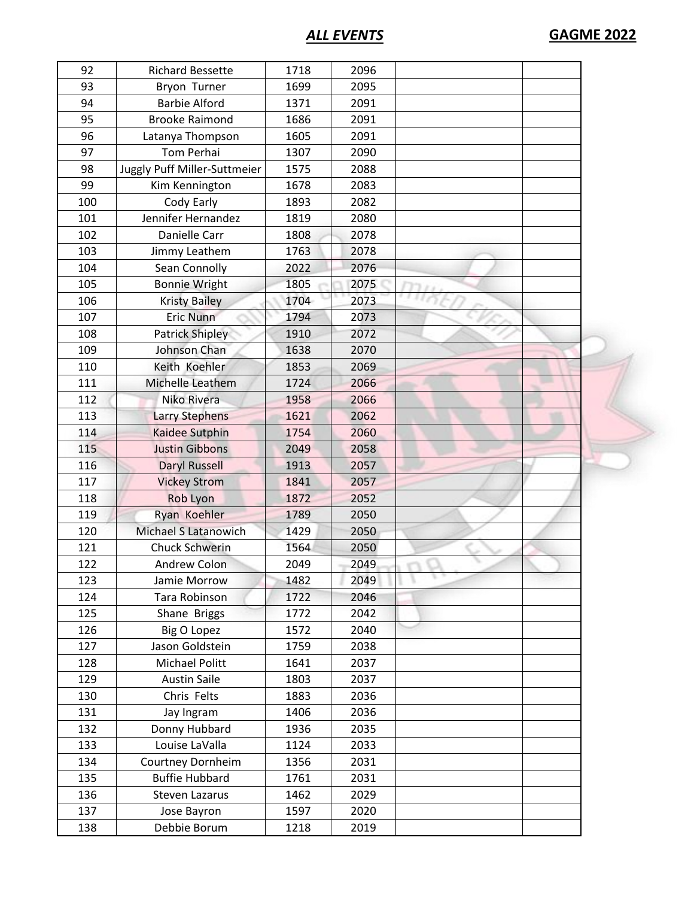## *ALL EVENTS*

## GAGME 2022

| | | | | | |
|---|---|---|---|---|---|
| 92 | Richard Bessette | 1718 | 2096 | | |
| 93 | Bryon Turner | 1699 | 2095 | | |
| 94 | Barbie Alford | 1371 | 2091 | | |
| 95 | Brooke Raimond | 1686 | 2091 | | |
| 96 | Latanya Thompson | 1605 | 2091 | | |
| 97 | Tom Perhai | 1307 | 2090 | | |
| 98 | Juggly Puff Miller-Suttmeier | 1575 | 2088 | | |
| 99 | Kim Kennington | 1678 | 2083 | | |
| 100 | Cody Early | 1893 | 2082 | | |
| 101 | Jennifer Hernandez | 1819 | 2080 | | |
| 102 | Danielle Carr | 1808 | 2078 | | |
| 103 | Jimmy Leathem | 1763 | 2078 | | |
| 104 | Sean Connolly | 2022 | 2076 | | |
| 105 | Bonnie Wright | 1805 | 2075 | | |
| 106 | Kristy Bailey | 1704 | 2073 | | |
| 107 | Eric Nunn | 1794 | 2073 | | |
| 108 | Patrick Shipley | 1910 | 2072 | | |
| 109 | Johnson Chan | 1638 | 2070 | | |
| 110 | Keith Koehler | 1853 | 2069 | | |
| 111 | Michelle Leathem | 1724 | 2066 | | |
| 112 | Niko Rivera | 1958 | 2066 | | |
| 113 | Larry Stephens | 1621 | 2062 | | |
| 114 | Kaidee Sutphin | 1754 | 2060 | | |
| 115 | Justin Gibbons | 2049 | 2058 | | |
| 116 | Daryl Russell | 1913 | 2057 | | |
| 117 | Vickey Strom | 1841 | 2057 | | |
| 118 | Rob Lyon | 1872 | 2052 | | |
| 119 | Ryan Koehler | 1789 | 2050 | | |
| 120 | Michael S Latanowich | 1429 | 2050 | | |
| 121 | Chuck Schwerin | 1564 | 2050 | | |
| 122 | Andrew Colon | 2049 | 2049 | | |
| 123 | Jamie Morrow | 1482 | 2049 | | |
| 124 | Tara Robinson | 1722 | 2046 | | |
| 125 | Shane Briggs | 1772 | 2042 | | |
| 126 | Big O Lopez | 1572 | 2040 | | |
| 127 | Jason Goldstein | 1759 | 2038 | | |
| 128 | Michael Politt | 1641 | 2037 | | |
| 129 | Austin Saile | 1803 | 2037 | | |
| 130 | Chris Felts | 1883 | 2036 | | |
| 131 | Jay Ingram | 1406 | 2036 | | |
| 132 | Donny Hubbard | 1936 | 2035 | | |
| 133 | Louise LaValla | 1124 | 2033 | | |
| 134 | Courtney Dornheim | 1356 | 2031 | | |
| 135 | Buffie Hubbard | 1761 | 2031 | | |
| 136 | Steven Lazarus | 1462 | 2029 | | |
| 137 | Jose Bayron | 1597 | 2020 | | |
| 138 | Debbie Borum | 1218 | 2019 | | |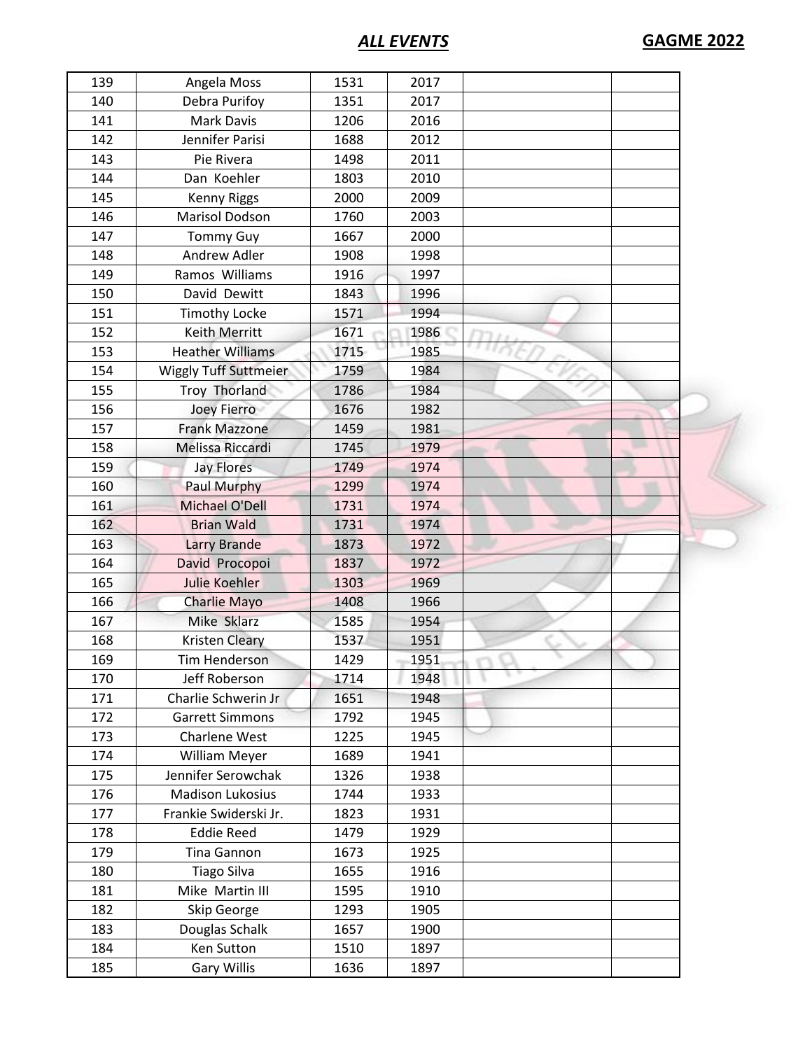| 139 | Angela Moss | 1531 | 2017 | | |
|---|---|---|---|---|---|
| 140 | Debra Purifoy | 1351 | 2017 | | |
| 141 | Mark Davis | 1206 | 2016 | | |
| 142 | Jennifer Parisi | 1688 | 2012 | | |
| 143 | Pie Rivera | 1498 | 2011 | | |
| 144 | Dan Koehler | 1803 | 2010 | | |
| 145 | Kenny Riggs | 2000 | 2009 | | |
| 146 | Marisol Dodson | 1760 | 2003 | | |
| 147 | Tommy Guy | 1667 | 2000 | | |
| 148 | Andrew Adler | 1908 | 1998 | | |
| 149 | Ramos Williams | 1916 | 1997 | | |
| 150 | David Dewitt | 1843 | 1996 | | |
| 151 | Timothy Locke | 1571 | 1994 | | |
| 152 | Keith Merritt | 1671 | 1986 | | |
| 153 | Heather Williams | 1715 | 1985 | | |
| 154 | Wiggly Tuff Suttmeier | 1759 | 1984 | | |
| 155 | Troy Thorland | 1786 | 1984 | | |
| 156 | Joey Fierro | 1676 | 1982 | | |
| 157 | Frank Mazzone | 1459 | 1981 | | |
| 158 | Melissa Riccardi | 1745 | 1979 | | |
| 159 | Jay Flores | 1749 | 1974 | | |
| 160 | Paul Murphy | 1299 | 1974 | | |
| 161 | Michael O'Dell | 1731 | 1974 | | |
| 162 | Brian Wald | 1731 | 1974 | | |
| 163 | Larry Brande | 1873 | 1972 | | |
| 164 | David Procopoi | 1837 | 1972 | | |
| 165 | Julie Koehler | 1303 | 1969 | | |
| 166 | Charlie Mayo | 1408 | 1966 | | |
| 167 | Mike Sklarz | 1585 | 1954 | | |
| 168 | Kristen Cleary | 1537 | 1951 | | |
| 169 | Tim Henderson | 1429 | 1951 | | |
| 170 | Jeff Roberson | 1714 | 1948 | | |
| 171 | Charlie Schwerin Jr | 1651 | 1948 | | |
| 172 | Garrett Simmons | 1792 | 1945 | | |
| 173 | Charlene West | 1225 | 1945 | | |
| 174 | William Meyer | 1689 | 1941 | | |
| 175 | Jennifer Serowchak | 1326 | 1938 | | |
| 176 | Madison Lukosius | 1744 | 1933 | | |
| 177 | Frankie Swiderski Jr. | 1823 | 1931 | | |
| 178 | Eddie Reed | 1479 | 1929 | | |
| 179 | Tina Gannon | 1673 | 1925 | | |
| 180 | Tiago Silva | 1655 | 1916 | | |
| 181 | Mike Martin III | 1595 | 1910 | | |
| 182 | Skip George | 1293 | 1905 | | |
| 183 | Douglas Schalk | 1657 | 1900 | | |
| 184 | Ken Sutton | 1510 | 1897 | | |
| 185 | Gary Willis | 1636 | 1897 | | |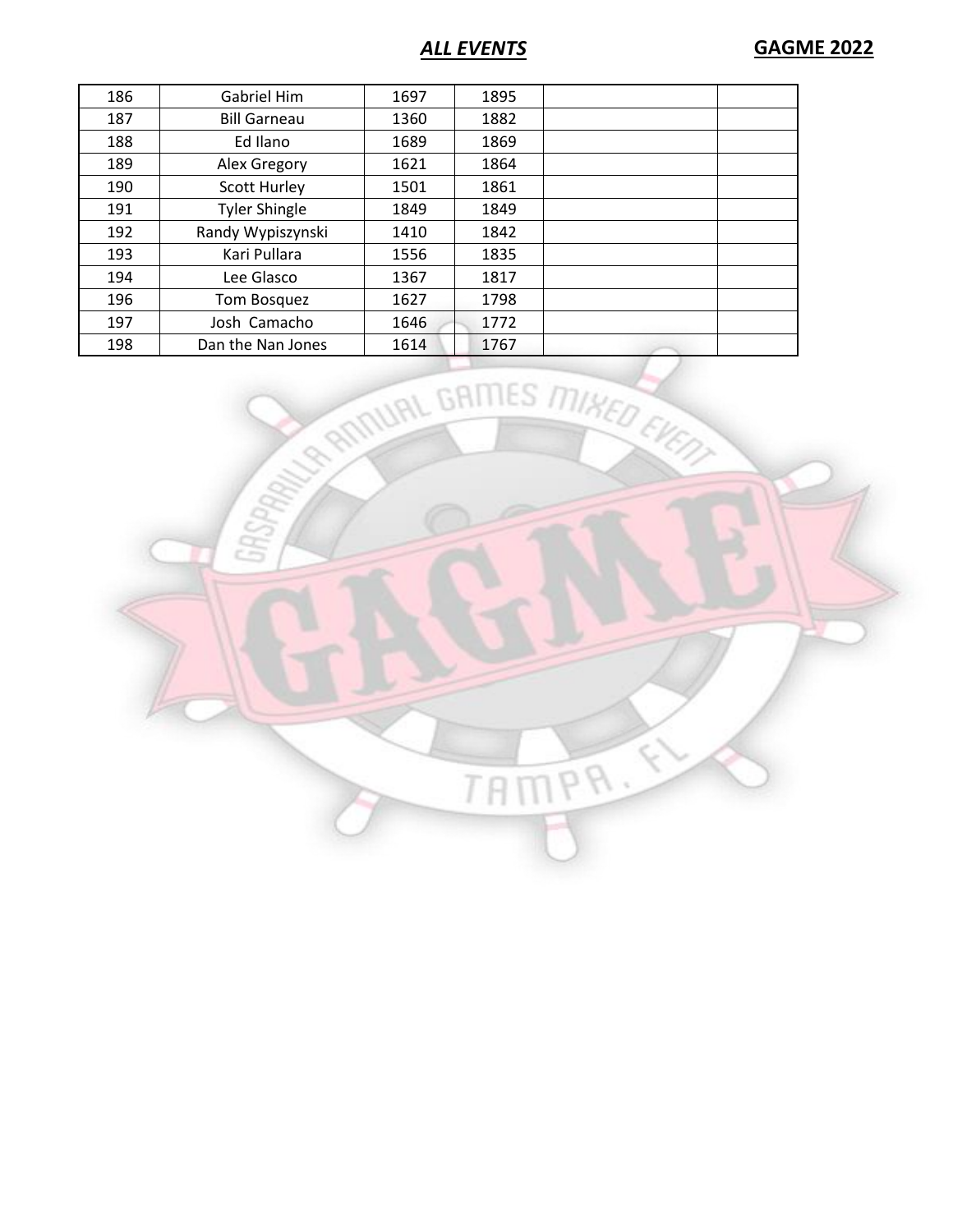# ALL EVENTS

| | | | | | |
|---|---|---|---|---|---|
| 186 | Gabriel Him | 1697 | 1895 | | |
| 187 | Bill Garneau | 1360 | 1882 | | |
| 188 | Ed Ilano | 1689 | 1869 | | |
| 189 | Alex Gregory | 1621 | 1864 | | |
| 190 | Scott Hurley | 1501 | 1861 | | |
| 191 | Tyler Shingle | 1849 | 1849 | | |
| 192 | Randy Wypiszynski | 1410 | 1842 | | |
| 193 | Kari Pullara | 1556 | 1835 | | |
| 194 | Lee Glasco | 1367 | 1817 | | |
| 196 | Tom Bosquez | 1627 | 1798 | | |
| 197 | Josh Camacho | 1646 | 1772 | | |
| 198 | Dan the Nan Jones | 1614 | 1767 | | |